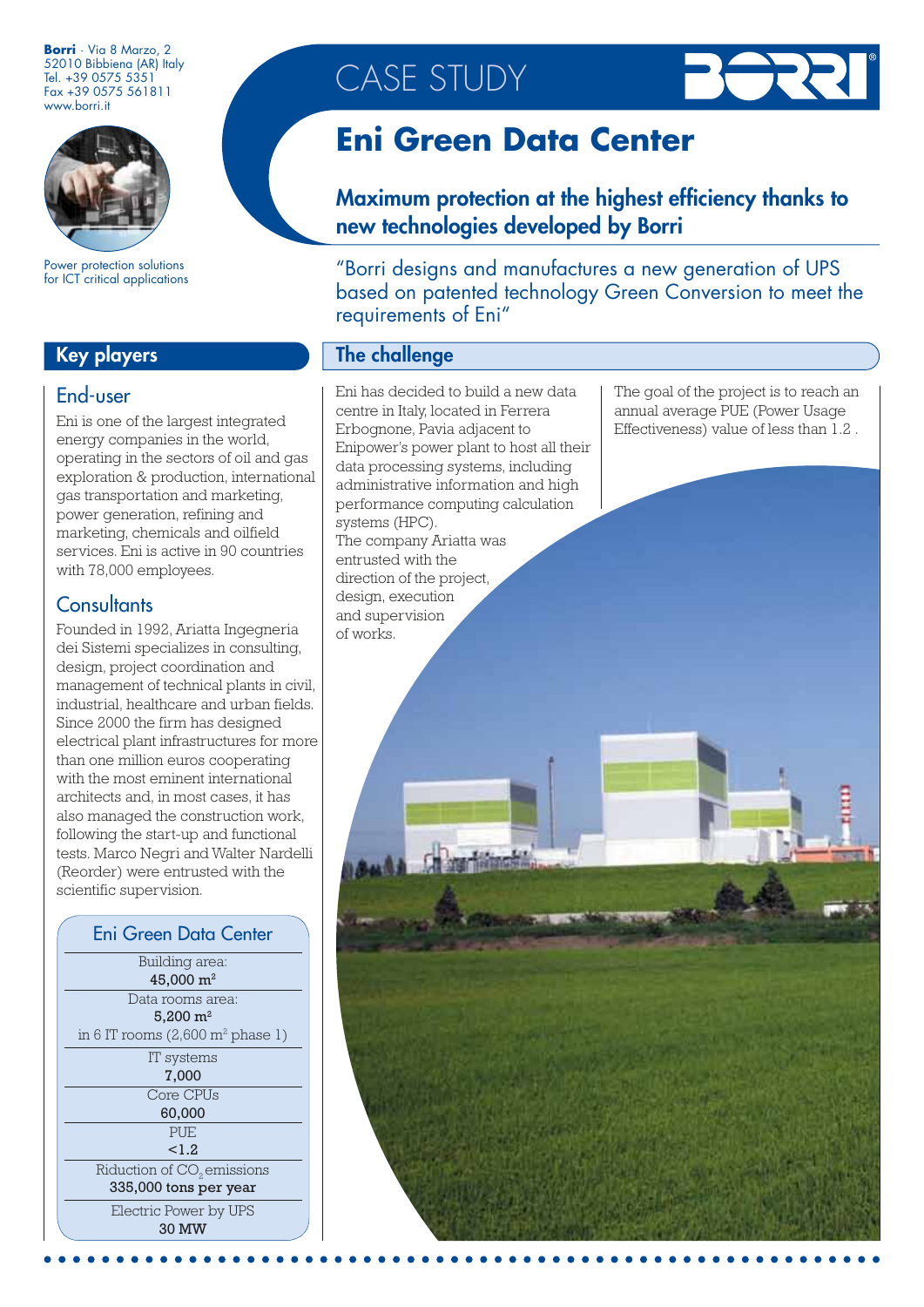**Borri** · Via 8 Marzo, 2
52010 Bibbiena (AR) Italy
Tel. +39 0575 5351
Fax +39 0575 561811
www.borri.it

Power protection solutions for ICT critical applications

# CASE STUDY

# Eni Green Data Center

## Maximum protection at the highest efficiency thanks to new technologies developed by Borri

"Borri designs and manufactures a new generation of UPS based on patented technology Green Conversion to meet the requirements of Eni"

## Key players

### End-user

Eni is one of the largest integrated energy companies in the world, operating in the sectors of oil and gas exploration & production, international gas transportation and marketing, power generation, refining and marketing, chemicals and oilfield services. Eni is active in 90 countries with 78,000 employees.

### Consultants

Founded in 1992, Ariatta Ingegneria dei Sistemi specializes in consulting, design, project coordination and management of technical plants in civil, industrial, healthcare and urban fields. Since 2000 the firm has designed electrical plant infrastructures for more than one million euros cooperating with the most eminent international architects and, in most cases, it has also managed the construction work, following the start-up and functional tests. Marco Negri and Walter Nardelli (Reorder) were entrusted with the scientific supervision.

| Eni Green Data Center |
|---|
| Building area: **45,000 m²** |
| Data rooms area: **5,200 m²** in 6 IT rooms (2,600 m² phase 1) |
| IT systems **7,000** |
| Core CPUs **60,000** |
| PUE **<1.2** |
| Riduction of $CO_2$ emissions **335,000 tons per year** |
| Electric Power by UPS **30 MW** |

## The challenge

Eni has decided to build a new data centre in Italy, located in Ferrera Erbognone, Pavia adjacent to Enipower's power plant to host all their data processing systems, including administrative information and high performance computing calculation systems (HPC).
The company Ariatta was entrusted with the direction of the project, design, execution and supervision of works.

The goal of the project is to reach an annual average PUE (Power Usage Effectiveness) value of less than 1.2 .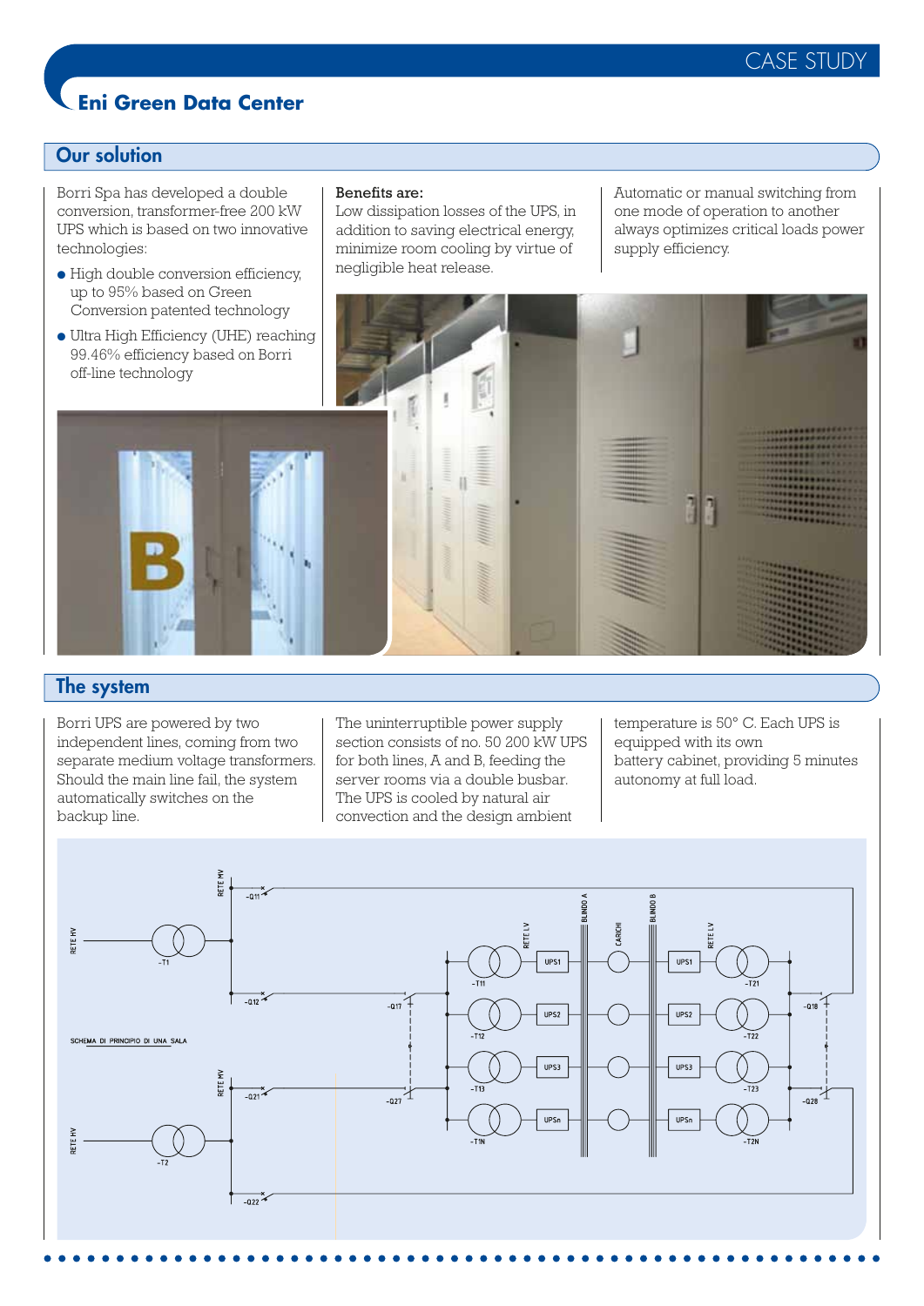# Eni Green Data Center

## Our solution

Borri Spa has developed a double conversion, transformer-free 200 kW UPS which is based on two innovative technologies:

- High double conversion efficiency, up to 95% based on Green Conversion patented technology
- Ultra High Efficiency (UHE) reaching 99.46% efficiency based on Borri off-line technology

**Benefits are:**
Low dissipation losses of the UPS, in addition to saving electrical energy, minimize room cooling by virtue of negligible heat release.

Automatic or manual switching from one mode of operation to another always optimizes critical loads power supply efficiency.

## The system

Borri UPS are powered by two independent lines, coming from two separate medium voltage transformers. Should the main line fail, the system automatically switches on the backup line.

The uninterruptible power supply section consists of no. 50 200 kW UPS for both lines, A and B, feeding the server rooms via a double busbar. The UPS is cooled by natural air convection and the design ambient temperature is 50° C. Each UPS is equipped with its own battery cabinet, providing 5 minutes autonomy at full load.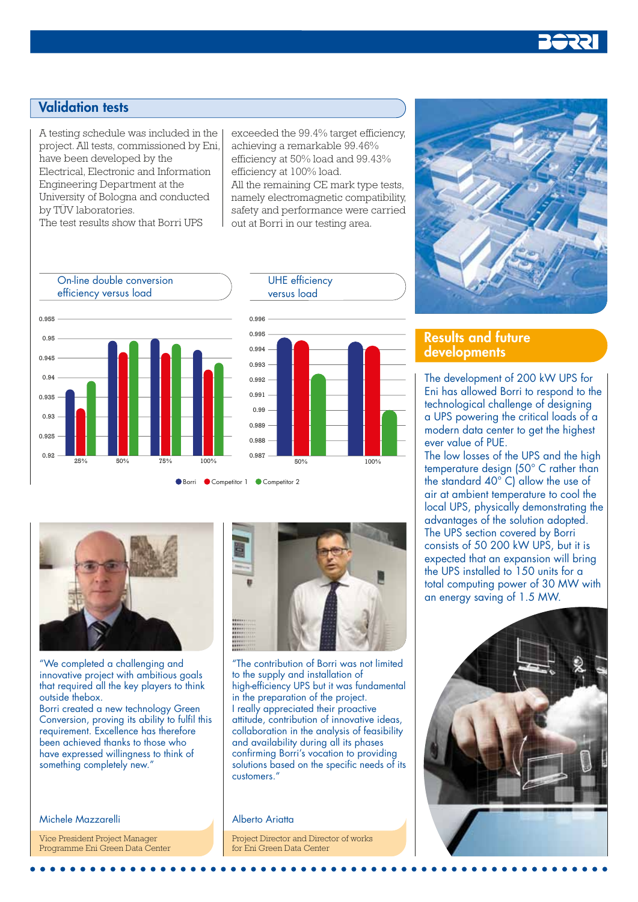## Validation tests

A testing schedule was included in the project. All tests, commissioned by Eni, have been developed by the Electrical, Electronic and Information Engineering Department at the University of Bologna and conducted by TÜV laboratories.
The test results show that Borri UPS exceeded the 99.4% target efficiency, achieving a remarkable 99.46% efficiency at 50% load and 99.43% efficiency at 100% load.
All the remaining CE mark type tests, namely electromagnetic compatibility, safety and performance were carried out at Borri in our testing area.

### On-line double conversion efficiency versus load

### UHE efficiency versus load

Borri · Competitor 1 · Competitor 2

## Results and future developments

The development of 200 kW UPS for Eni has allowed Borri to respond to the technological challenge of designing a UPS powering the critical loads of a modern data center to get the highest ever value of PUE.
The low losses of the UPS and the high temperature design (50° C rather than the standard 40° C) allow the use of air at ambient temperature to cool the local UPS, physically demonstrating the advantages of the solution adopted.
The UPS section covered by Borri consists of 50 200 kW UPS, but it is expected that an expansion will bring the UPS installed to 150 units for a total computing power of 30 MW with an energy saving of 1.5 MW.

"We completed a challenging and innovative project with ambitious goals that required all the key players to think outside thebox.
Borri created a new technology Green Conversion, proving its ability to fulfil this requirement. Excellence has therefore been achieved thanks to those who have expressed willingness to think of something completely new."

Michele Mazzarelli

Vice President Project Manager
Programme Eni Green Data Center

"The contribution of Borri was not limited to the supply and installation of high-efficiency UPS but it was fundamental in the preparation of the project.
I really appreciated their proactive attitude, contribution of innovative ideas, collaboration in the analysis of feasibility and availability during all its phases confirming Borri's vocation to providing solutions based on the specific needs of its customers."

Alberto Ariatta

Project Director and Director of works
for Eni Green Data Center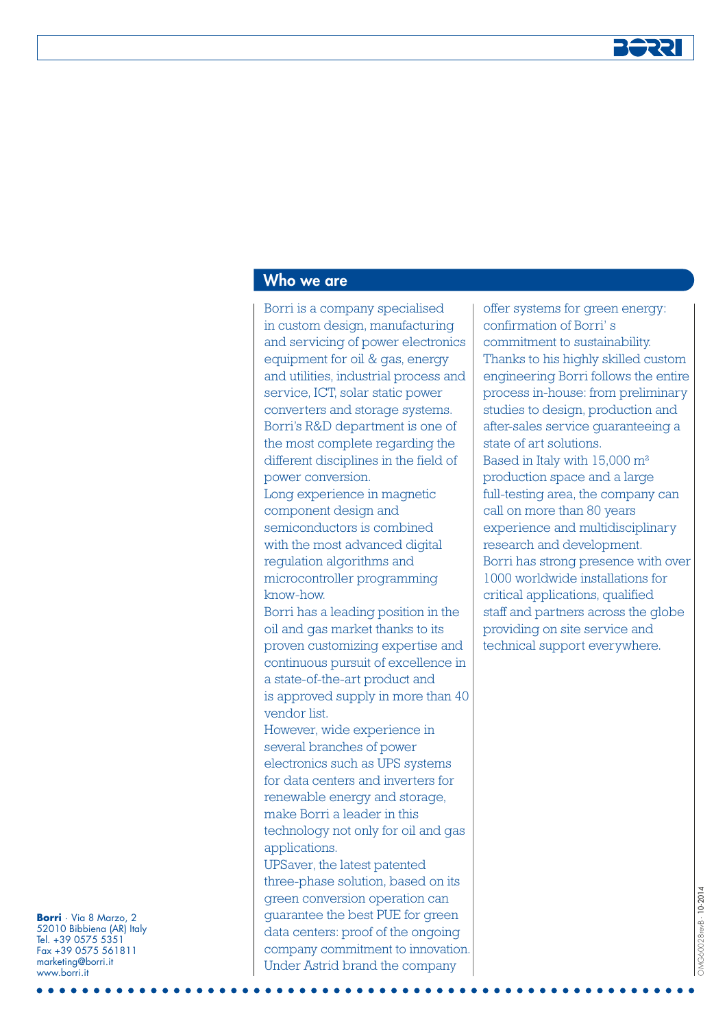## Who we are

Borri is a company specialised in custom design, manufacturing and servicing of power electronics equipment for oil & gas, energy and utilities, industrial process and service, ICT, solar static power converters and storage systems.
Borri's R&D department is one of the most complete regarding the different disciplines in the field of power conversion.
Long experience in magnetic component design and semiconductors is combined with the most advanced digital regulation algorithms and microcontroller programming know-how.
Borri has a leading position in the oil and gas market thanks to its proven customizing expertise and continuous pursuit of excellence in a state-of-the-art product and is approved supply in more than 40 vendor list.
However, wide experience in several branches of power electronics such as UPS systems for data centers and inverters for renewable energy and storage, make Borri a leader in this technology not only for oil and gas applications.
UPSaver, the latest patented three-phase solution, based on its green conversion operation can guarantee the best PUE for green data centers: proof of the ongoing company commitment to innovation.
Under Astrid brand the company offer systems for green energy: confirmation of Borri' s commitment to sustainability.
Thanks to his highly skilled custom engineering Borri follows the entire process in-house: from preliminary studies to design, production and after-sales service guaranteeing a state of art solutions.
Based in Italy with 15,000 m$^2$ production space and a large full-testing area, the company can call on more than 80 years experience and multidisciplinary research and development.
Borri has strong presence with over 1000 worldwide installations for critical applications, qualified staff and partners across the globe providing on site service and technical support everywhere.

**Borri** · Via 8 Marzo, 2
52010 Bibbiena (AR) Italy
Tel. +39 0575 5351
Fax +39 0575 561811
marketing@borri.it
www.borri.it

OMG60028revB - 10-2014